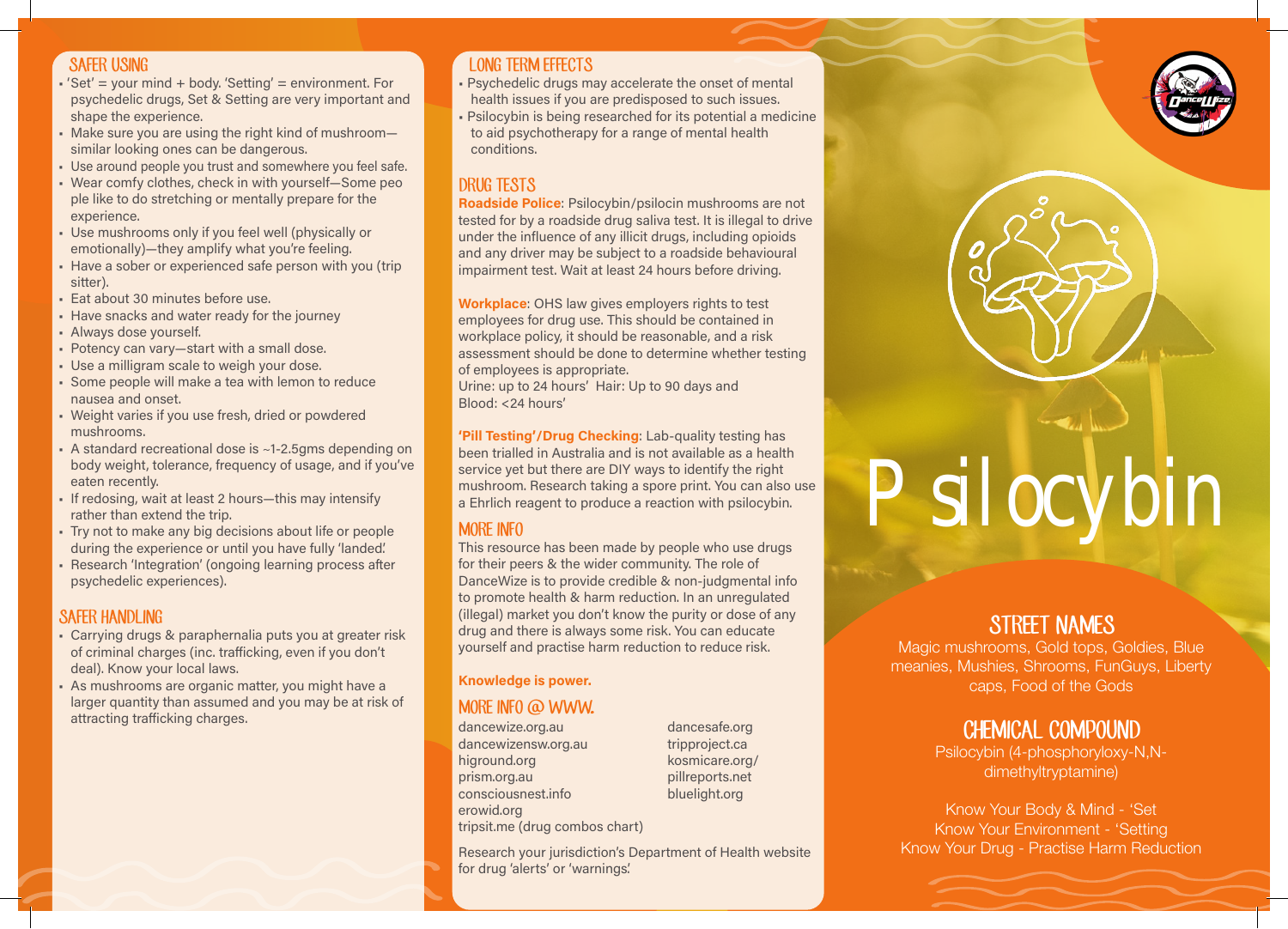## SAFER USING

- 'Set' = your mind + body. 'Setting' = environment. For psychedelic drugs, Set & Setting are very important and shape the experience.
- Make sure you are using the right kind of mushroom—similar looking ones can be dangerous.
- Use around people you trust and somewhere you feel safe.
- Wear comfy clothes, check in with yourself—Some peo ple like to do stretching or mentally prepare for the experience.
- Use mushrooms only if you feel well (physically or emotionally)—they amplify what you're feeling.
- Have a sober or experienced safe person with you (trip sitter).
- Eat about 30 minutes before use.
- Have snacks and water ready for the journey
- Always dose yourself.
- Potency can vary—start with a small dose.
- Use a milligram scale to weigh your dose.
- Some people will make a tea with lemon to reduce nausea and onset.
- Weight varies if you use fresh, dried or powdered mushrooms.
- A standard recreational dose is ~1-2.5gms depending on body weight, tolerance, frequency of usage, and if you've eaten recently.
- If redosing, wait at least 2 hours—this may intensify rather than extend the trip.
- Try not to make any big decisions about life or people during the experience or until you have fully 'landed.'
- Research 'Integration' (ongoing learning process after psychedelic experiences).

## SAFER HANDLING

- Carrying drugs & paraphernalia puts you at greater risk of criminal charges (inc. trafficking, even if you don't deal). Know your local laws.
- As mushrooms are organic matter, you might have a larger quantity than assumed and you may be at risk of attracting trafficking charges.

## LONG TERM EFFECTS

- Psychedelic drugs may accelerate the onset of mental health issues if you are predisposed to such issues.
- Psilocybin is being researched for its potential a medicine to aid psychotherapy for a range of mental health conditions.

## DRUG TESTS

**Roadside Police**: Psilocybin/psilocin mushrooms are not tested for by a roadside drug saliva test. It is illegal to drive under the influence of any illicit drugs, including opioids and any driver may be subject to a roadside behavioural impairment test. Wait at least 24 hours before driving.

**Workplace**: OHS law gives employers rights to test employees for drug use. This should be contained in workplace policy, it should be reasonable, and a risk assessment should be done to determine whether testing of employees is appropriate.
Urine: up to 24 hours' Hair: Up to 90 days and
Blood: <24 hours'

**'Pill Testing'/Drug Checking**: Lab-quality testing has been trialled in Australia and is not available as a health service yet but there are DIY ways to identify the right mushroom. Research taking a spore print. You can also use a Ehrlich reagent to produce a reaction with psilocybin.

## MORE INFO

This resource has been made by people who use drugs for their peers & the wider community. The role of DanceWize is to provide credible & non-judgmental info to promote health & harm reduction. In an unregulated (illegal) market you don't know the purity or dose of any drug and there is always some risk. You can educate yourself and practise harm reduction to reduce risk.

**Knowledge is power.**

## MORE INFO @ WWW.

dancewize.org.au
dancewizensw.org.au
higround.org
prism.org.au
consciousnest.info
erowid.org
tripsit.me (drug combos chart)
dancesafe.org
tripproject.ca
kosmicare.org/
pillreports.net
bluelight.org

Research your jurisdiction's Department of Health website for drug 'alerts' or 'warnings.'

# Psilocybin

## STREET NAMES

Magic mushrooms, Gold tops, Goldies, Blue meanies, Mushies, Shrooms, FunGuys, Liberty caps, Food of the Gods

## CHEMICAL COMPOUND

Psilocybin (4-phosphoryloxy-N,N-dimethyltryptamine)

Know Your Body & Mind - 'Set
Know Your Environment - 'Setting
Know Your Drug - Practise Harm Reduction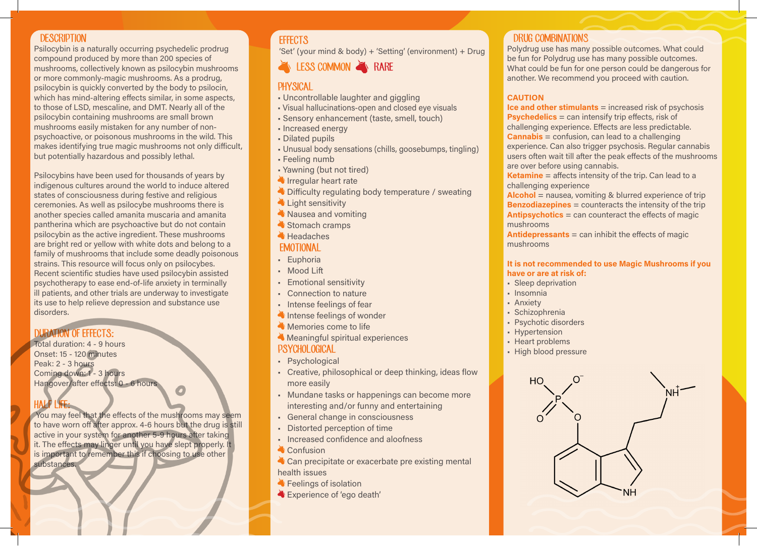## DESCRIPTION

Psilocybin is a naturally occurring psychedelic prodrug compound produced by more than 200 species of mushrooms, collectively known as psilocybin mushrooms or more commonly-magic mushrooms. As a prodrug, psilocybin is quickly converted by the body to psilocin, which has mind-altering effects similar, in some aspects, to those of LSD, mescaline, and DMT. Nearly all of the psilocybin containing mushrooms are small brown mushrooms easily mistaken for any number of non-psychoactive, or poisonous mushrooms in the wild. This makes identifying true magic mushrooms not only difficult, but potentially hazardous and possibly lethal.

Psilocybins have been used for thousands of years by indigenous cultures around the world to induce altered states of consciousness during festive and religious ceremonies. As well as psilocybe mushrooms there is another species called amanita muscaria and amanita pantherina which are psychoactive but do not contain psilocybin as the active ingredient. These mushrooms are bright red or yellow with white dots and belong to a family of mushrooms that include some deadly poisonous strains. This resource will focus only on psilocybes. Recent scientific studies have used psilocybin assisted psychotherapy to ease end-of-life anxiety in terminally ill patients, and other trials are underway to investigate its use to help relieve depression and substance use disorders.

## DURATION OF EFFECTS:

Total duration: 4 - 9 hours
Onset: 15 - 120 minutes
Peak: 2 - 3 hours
Coming down: 1 - 3 hours
Hangover/after effects: 0 - 6 hours

## HALF LIFE:

You may feel that the effects of the mushrooms may seem to have worn off after approx. 4-6 hours but the drug is still active in your system for another 5-9 hours after taking it. The effects may linger until you have slept properly. It is important to remember this if choosing to use other substances.

## EFFECTS

'Set' (your mind & body) + 'Setting' (environment) + Drug

LESS COMMON RARE

### PHYSICAL

- Uncontrollable laughter and giggling
- Visual hallucinations-open and closed eye visuals
- Sensory enhancement (taste, smell, touch)
- Increased energy
- Dilated pupils
- Unusual body sensations (chills, goosebumps, tingling)
- Feeling numb
- Yawning (but not tired)
- Irregular heart rate
- Difficulty regulating body temperature / sweating
- Light sensitivity
- Nausea and vomiting
- Stomach cramps
- Headaches

### EMOTIONAL

- Euphoria
- Mood Lift
- Emotional sensitivity
- Connection to nature
- Intense feelings of fear
- Intense feelings of wonder
- Memories come to life
- Meaningful spiritual experiences

### PSYCHOLOGICAL

- Psychological
- Creative, philosophical or deep thinking, ideas flow more easily
- Mundane tasks or happenings can become more interesting and/or funny and entertaining
- General change in consciousness
- Distorted perception of time
- Increased confidence and aloofness
- Confusion
- Can precipitate or exacerbate pre existing mental health issues
- Feelings of isolation
- Experience of 'ego death'

## DRUG COMBINATIONS

Polydrug use has many possible outcomes. What could be fun for Polydrug use has many possible outcomes. What could be fun for one person could be dangerous for another. We recommend you proceed with caution.

**CAUTION**

**Ice and other stimulants** = increased risk of psychosis
**Psychedelics** = can intensify trip effects, risk of challenging experience. Effects are less predictable.
**Cannabis** = confusion, can lead to a challenging experience. Can also trigger psychosis. Regular cannabis users often wait till after the peak effects of the mushrooms are over before using cannabis.
**Ketamine** = affects intensity of the trip. Can lead to a challenging experience
**Alcohol** = nausea, vomiting & blurred experience of trip
**Benzodiazepines** = counteracts the intensity of the trip
**Antipsychotics** = can counteract the effects of magic mushrooms
**Antidepressants** = can inhibit the effects of magic mushrooms

**It is not recommended to use Magic Mushrooms if you have or are at risk of:**

- Sleep deprivation
- Insomnia
- Anxiety
- Schizophrenia
- Psychotic disorders
- Hypertension
- Heart problems
- High blood pressure

HO O⁻ P O O NH⁺ NH